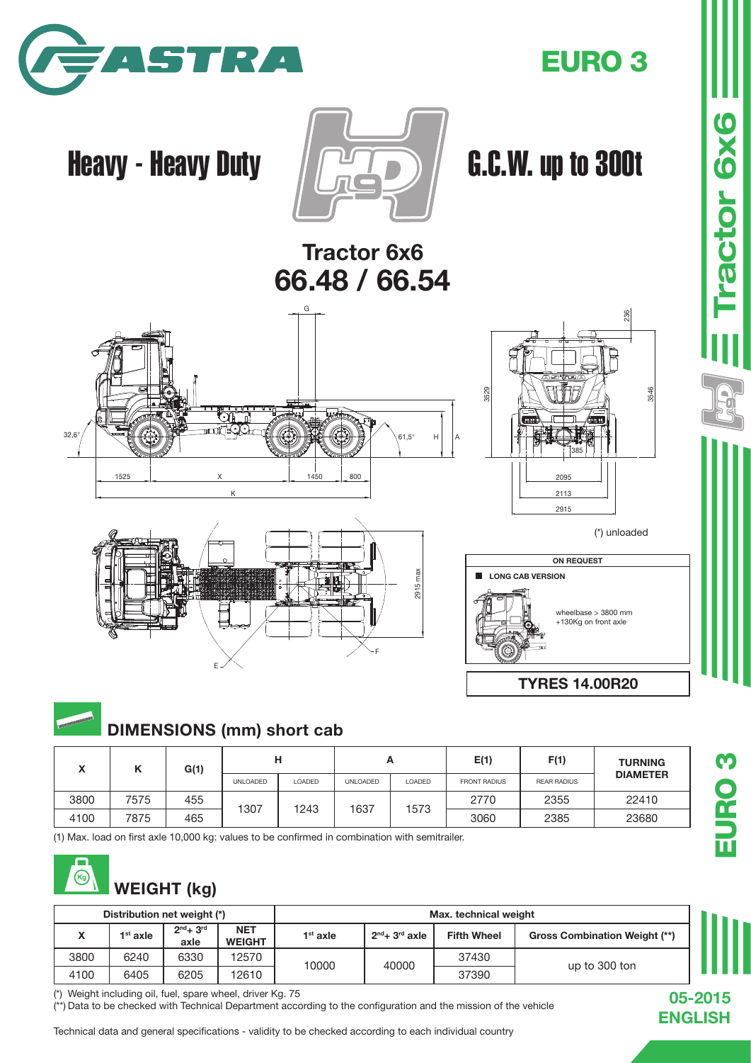# ASTRA

**EURO 3**

## Heavy - Heavy Duty

## G.C.W. up to 300t

## Tractor 6x6
## 66.48 / 66.54

(*) unloaded

**ON REQUEST**

- **LONG CAB VERSION**

wheelbase > 3800 mm
+130Kg on front axle

**TYRES 14.00R20**

## DIMENSIONS (mm) short cab

| X | K | G(1) | H | | A | | E(1) | F(1) | TURNING DIAMETER |
|---|---|---|---|---|---|---|---|---|---|
| | | | UNLOADED | LOADED | UNLOADED | LOADED | FRONT RADIUS | REAR RADIUS | |
| 3800 | 7575 | 455 | 1307 | 1243 | 1637 | 1573 | 2770 | 2355 | 22410 |
| 4100 | 7875 | 465 | | | | | 3060 | 2385 | 23680 |

(1) Max. load on first axle 10,000 kg: values to be confirmed in combination with semitrailer.

## WEIGHT (kg)

| Distribution net weight (*) | | | | Max. technical weight | | | |
|---|---|---|---|---|---|---|---|
| X | 1st axle | 2nd+ 3rd axle | NET WEIGHT | 1st axle | 2nd+ 3rd axle | Fifth Wheel | Gross Combination Weight (**) |
| 3800 | 6240 | 6330 | 12570 | 10000 | 40000 | 37430 | up to 300 ton |
| 4100 | 6405 | 6205 | 12610 | | | 37390 | |

(*) Weight including oil, fuel, spare wheel, driver Kg. 75

(**) Data to be checked with Technical Department according to the configuration and the mission of the vehicle

Technical data and general specifications - validity to be checked according to each individual country

05-2015
ENGLISH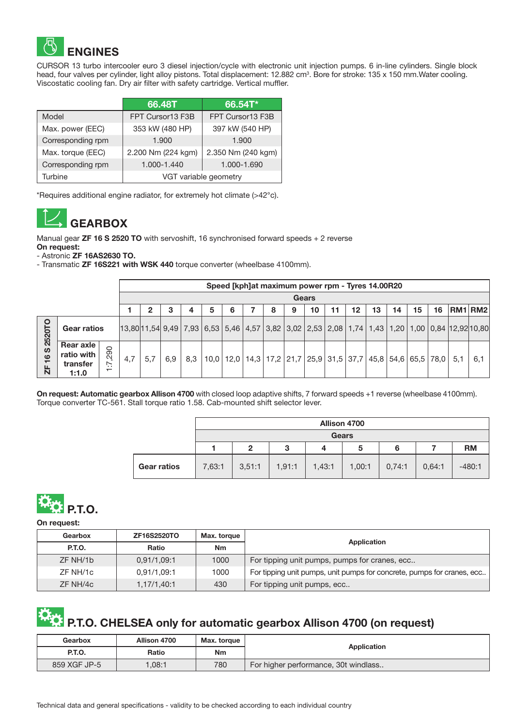## ENGINES

CURSOR 13 turbo intercooler euro 3 diesel injection/cycle with electronic unit injection pumps. 6 in-line cylinders. Single block head, four valves per cylinder, light alloy pistons. Total displacement: 12.882 cm³. Bore for stroke: 135 x 150 mm.Water cooling. Viscostatic cooling fan. Dry air filter with safety cartridge. Vertical muffler.

| | 66.48T | 66.54T* |
|---|---|---|
| Model | FPT Cursor13 F3B | FPT Cursor13 F3B |
| Max. power (EEC) | 353 kW (480 HP) | 397 kW (540 HP) |
| Corresponding rpm | 1.900 | 1.900 |
| Max. torque (EEC) | 2.200 Nm (224 kgm) | 2.350 Nm (240 kgm) |
| Corresponding rpm | 1.000-1.440 | 1.000-1.690 |
| Turbine | VGT variable geometry | |

*Requires additional engine radiator, for extremely hot climate (>42°c).

## GEARBOX

Manual gear **ZF 16 S 2520 TO** with servoshift, 16 synchronised forward speeds + 2 reverse
**On request:**
- Astronic **ZF 16AS2630 TO.**
- Transmatic **ZF 16S221 with WSK 440** torque converter (wheelbase 4100mm).

| | | | Speed [kph]at maximum power rpm - Tyres 14.00R20 | | | | | | | | | | | | | | | | | |
|---|---|---|---|---|---|---|---|---|---|---|---|---|---|---|---|---|---|---|---|---|
| | | | Gears | | | | | | | | | | | | | | | | | |
| | | | 1 | 2 | 3 | 4 | 5 | 6 | 7 | 8 | 9 | 10 | 11 | 12 | 13 | 14 | 15 | 16 | RM1 | RM2 |
| ZF 16 S 2520TO | Gear ratios | | 13,80 | 11,54 | 9,49 | 7,93 | 6,53 | 5,46 | 4,57 | 3,82 | 3,02 | 2,53 | 2,08 | 1,74 | 1,43 | 1,20 | 1,00 | 0,84 | 12,92 | 10,80 |
| | Rear axle ratio with transfer 1:1.0 | 1:7,290 | 4,7 | 5,7 | 6,9 | 8,3 | 10,0 | 12,0 | 14,3 | 17,2 | 21,7 | 25,9 | 31,5 | 37,7 | 45,8 | 54,6 | 65,5 | 78,0 | 5,1 | 6,1 |

**On request: Automatic gearbox Allison 4700** with closed loop adaptive shifts, 7 forward speeds +1 reverse (wheelbase 4100mm). Torque converter TC-561. Stall torque ratio 1.58. Cab-mounted shift selector lever.

| | Allison 4700 | | | | | | | |
|---|---|---|---|---|---|---|---|---|
| | Gears | | | | | | | |
| | 1 | 2 | 3 | 4 | 5 | 6 | 7 | RM |
| Gear ratios | 7,63:1 | 3,51:1 | 1,91:1 | 1,43:1 | 1,00:1 | 0,74:1 | 0,64:1 | -480:1 |

## P.T.O.

**On request:**

| Gearbox | ZF16S2520TO | Max. torque | Application |
|---|---|---|---|
| P.T.O. | Ratio | Nm | |
| ZF NH/1b | 0,91/1,09:1 | 1000 | For tipping unit pumps, pumps for cranes, ecc.. |
| ZF NH/1c | 0,91/1,09:1 | 1000 | For tipping unit pumps, unit pumps for concrete, pumps for cranes, ecc.. |
| ZF NH/4c | 1,17/1,40:1 | 430 | For tipping unit pumps, ecc.. |

## P.T.O. CHELSEA only for automatic gearbox Allison 4700 (on request)

| Gearbox | Allison 4700 | Max. torque | Application |
|---|---|---|---|
| P.T.O. | Ratio | Nm | |
| 859 XGF JP-5 | 1,08:1 | 780 | For higher performance, 30t windlass.. |

Technical data and general specifications - validity to be checked according to each individual country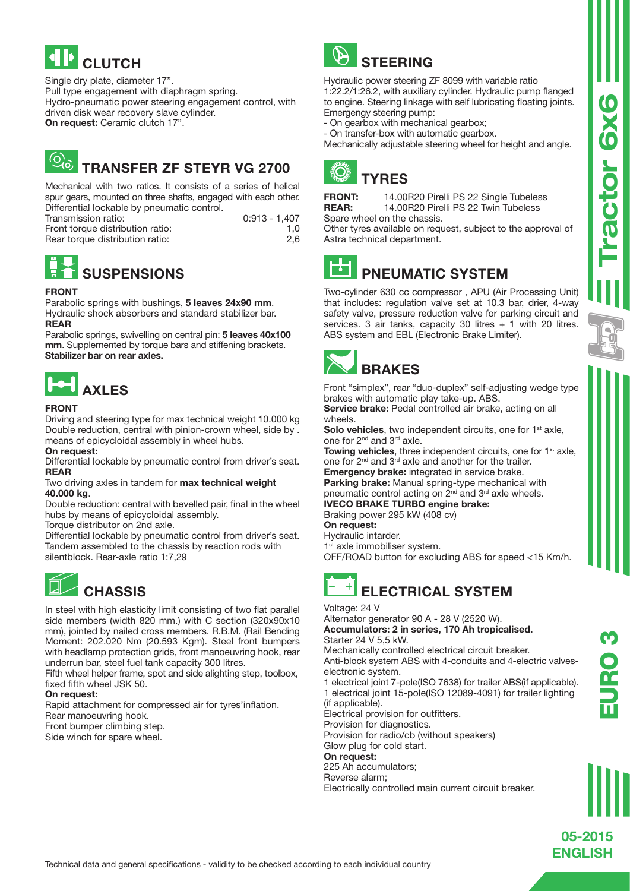## CLUTCH

Single dry plate, diameter 17".
Pull type engagement with diaphragm spring.
Hydro-pneumatic power steering engagement control, with driven disk wear recovery slave cylinder.
**On request:** Ceramic clutch 17".

## TRANSFER ZF STEYR VG 2700

Mechanical with two ratios. It consists of a series of helical spur gears, mounted on three shafts, engaged with each other. Differential lockable by pneumatic control.

| | |
|---|---|
| Transmission ratio: | 0:913 - 1,407 |
| Front torque distribution ratio: | 1,0 |
| Rear torque distribution ratio: | 2,6 |

## SUSPENSIONS

**FRONT**

Parabolic springs with bushings, **5 leaves 24x90 mm**. Hydraulic shock absorbers and standard stabilizer bar.

**REAR**

Parabolic springs, swivelling on central pin: **5 leaves 40x100 mm**. Supplemented by torque bars and stiffening brackets.
**Stabilizer bar on rear axles.**

## AXLES

**FRONT**

Driving and steering type for max technical weight 10.000 kg
Double reduction, central with pinion-crown wheel, side by . means of epicycloidal assembly in wheel hubs.

**On request:**

Differential lockable by pneumatic control from driver's seat.

**REAR**

Two driving axles in tandem for **max technical weight 40.000 kg**.
Double reduction: central with bevelled pair, final in the wheel hubs by means of epicycloidal assembly.
Torque distributor on 2nd axle.
Differential lockable by pneumatic control from driver's seat.
Tandem assembled to the chassis by reaction rods with silentblock. Rear-axle ratio 1:7,29

## CHASSIS

In steel with high elasticity limit consisting of two flat parallel side members (width 820 mm.) with C section (320x90x10 mm), jointed by nailed cross members. R.B.M. (Rail Bending Moment: 202.020 Nm (20.593 Kgm). Steel front bumpers with headlamp protection grids, front manoeuvring hook, rear underrun bar, steel fuel tank capacity 300 litres.
Fifth wheel helper frame, spot and side alighting step, toolbox, fixed fifth wheel JSK 50.

**On request:**

Rapid attachment for compressed air for tyres'inflation.
Rear manoeuvring hook.
Front bumper climbing step.
Side winch for spare wheel.

## STEERING

Hydraulic power steering ZF 8099 with variable ratio 1:22.2/1:26.2, with auxiliary cylinder. Hydraulic pump flanged to engine. Steering linkage with self lubricating floating joints.
Emergengy steering pump:
- On gearbox with mechanical gearbox;
- On transfer-box with automatic gearbox.

Mechanically adjustable steering wheel for height and angle.

## TYRES

**FRONT:** 14.00R20 Pirelli PS 22 Single Tubeless
**REAR:** 14.00R20 Pirelli PS 22 Twin Tubeless
Spare wheel on the chassis.
Other tyres available on request, subject to the approval of Astra technical department.

## PNEUMATIC SYSTEM

Two-cylinder 630 cc compressor , APU (Air Processing Unit) that includes: regulation valve set at 10.3 bar, drier, 4-way safety valve, pressure reduction valve for parking circuit and services. 3 air tanks, capacity 30 litres + 1 with 20 litres. ABS system and EBL (Electronic Brake Limiter).

## BRAKES

Front "simplex", rear "duo-duplex" self-adjusting wedge type brakes with automatic play take-up. ABS.
**Service brake:** Pedal controlled air brake, acting on all wheels.
**Solo vehicles**, two independent circuits, one for 1st axle, one for 2nd and 3rd axle.
**Towing vehicles**, three independent circuits, one for 1st axle, one for 2nd and 3rd axle and another for the trailer.
**Emergency brake:** integrated in service brake.
**Parking brake:** Manual spring-type mechanical with pneumatic control acting on 2nd and 3rd axle wheels.
**IVECO BRAKE TURBO engine brake:**
Braking power 295 kW (408 cv)
**On request:**
Hydraulic intarder.
1st axle immobiliser system.
OFF/ROAD button for excluding ABS for speed <15 Km/h.

## ELECTRICAL SYSTEM

Voltage: 24 V
Alternator generator 90 A - 28 V (2520 W).
**Accumulators: 2 in series, 170 Ah tropicalised.**
Starter 24 V 5,5 kW.
Mechanically controlled electrical circuit breaker.
Anti-block system ABS with 4-conduits and 4-electric valves-electronic system.
1 electrical joint 7-pole(ISO 7638) for trailer ABS(if applicable).
1 electrical joint 15-pole(ISO 12089-4091) for trailer lighting (if applicable).
Electrical provision for outfitters.
Provision for diagnostics.
Provision for radio/cb (without speakers)
Glow plug for cold start.
**On request:**
225 Ah accumulators;
Reverse alarm;
Electrically controlled main current circuit breaker.

Tractor 6x6

EURO 3

05-2015
ENGLISH

Technical data and general specifications - validity to be checked according to each individual country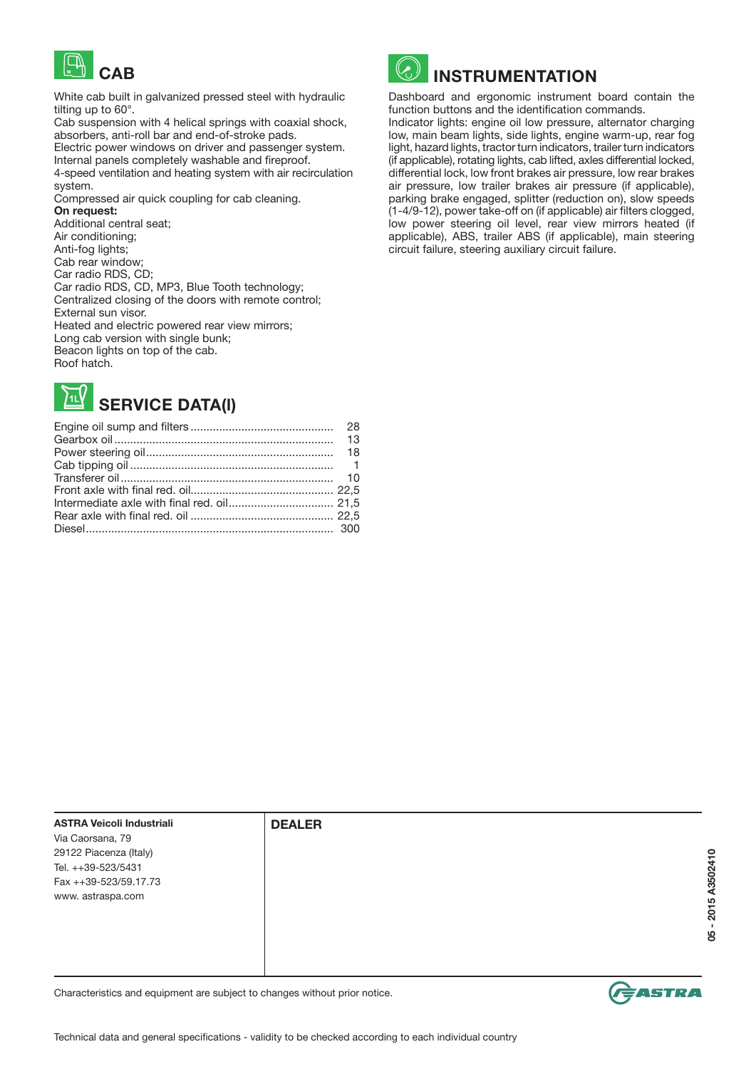## CAB

White cab built in galvanized pressed steel with hydraulic tilting up to 60°.
Cab suspension with 4 helical springs with coaxial shock, absorbers, anti-roll bar and end-of-stroke pads.
Electric power windows on driver and passenger system.
Internal panels completely washable and fireproof.
4-speed ventilation and heating system with air recirculation system.
Compressed air quick coupling for cab cleaning.

**On request:**
Additional central seat;
Air conditioning;
Anti-fog lights;
Cab rear window;
Car radio RDS, CD;
Car radio RDS, CD, MP3, Blue Tooth technology;
Centralized closing of the doors with remote control;
External sun visor.
Heated and electric powered rear view mirrors;
Long cab version with single bunk;
Beacon lights on top of the cab.
Roof hatch.

## SERVICE DATA(l)

| | |
|---|---|
| Engine oil sump and filters | 28 |
| Gearbox oil | 13 |
| Power steering oil | 18 |
| Cab tipping oil | 1 |
| Transferer oil | 10 |
| Front axle with final red. oil | 22,5 |
| Intermediate axle with final red. oil | 21,5 |
| Rear axle with final red. oil | 22,5 |
| Diesel | 300 |

## INSTRUMENTATION

Dashboard and ergonomic instrument board contain the function buttons and the identification commands.
Indicator lights: engine oil low pressure, alternator charging low, main beam lights, side lights, engine warm-up, rear fog light, hazard lights, tractor turn indicators, trailer turn indicators (if applicable), rotating lights, cab lifted, axles differential locked, differential lock, low front brakes air pressure, low rear brakes air pressure, low trailer brakes air pressure (if applicable), parking brake engaged, splitter (reduction on), slow speeds (1-4/9-12), power take-off on (if applicable) air filters clogged, low power steering oil level, rear view mirrors heated (if applicable), ABS, trailer ABS (if applicable), main steering circuit failure, steering auxiliary circuit failure.

**ASTRA Veicoli Industriali**
Via Caorsana, 79
29122 Piacenza (Italy)
Tel. ++39-523/5431
Fax ++39-523/59.17.73
www. astraspa.com

**DEALER**

05 - 2015 A3502410

Characteristics and equipment are subject to changes without prior notice.

ASTRA

Technical data and general specifications - validity to be checked according to each individual country